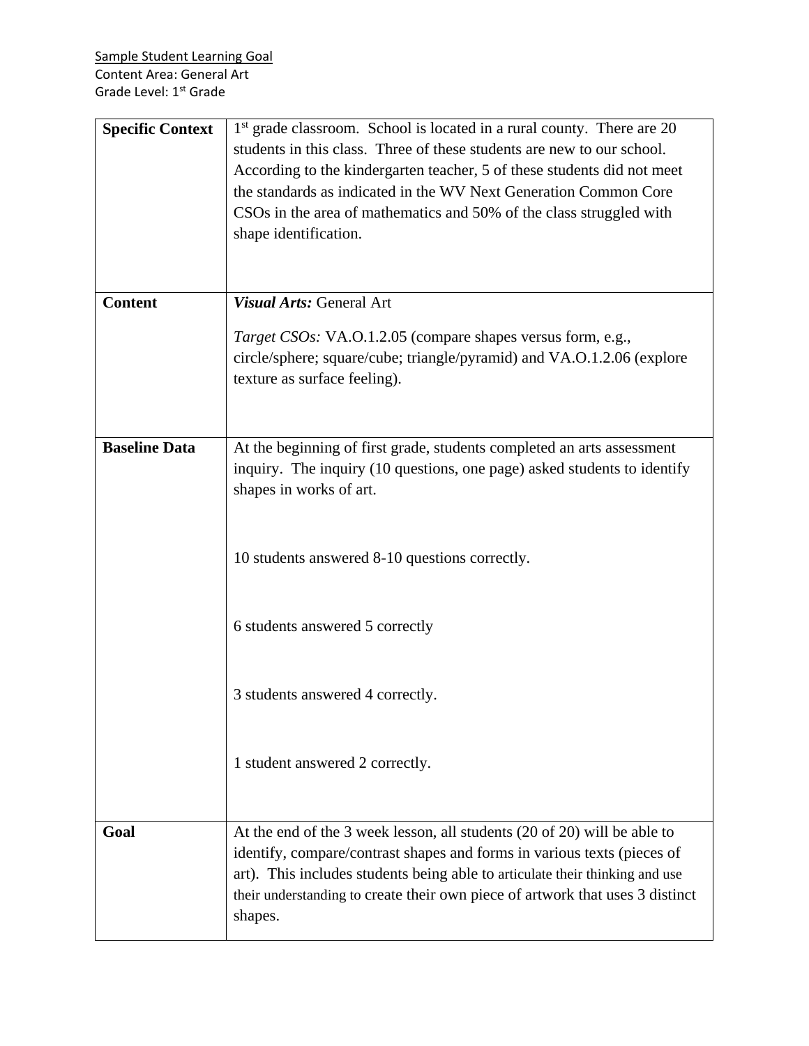Sample Student Learning Goal
Content Area: General Art
Grade Level: 1st Grade

| | |
|---|---|
| **Specific Context** | 1st grade classroom. School is located in a rural county. There are 20 students in this class. Three of these students are new to our school. According to the kindergarten teacher, 5 of these students did not meet the standards as indicated in the WV Next Generation Common Core CSOs in the area of mathematics and 50% of the class struggled with shape identification. |
| **Content** | ***Visual Arts:*** General Art<br><br>*Target CSOs:* VA.O.1.2.05 (compare shapes versus form, e.g., circle/sphere; square/cube; triangle/pyramid) and VA.O.1.2.06 (explore texture as surface feeling). |
| **Baseline Data** | At the beginning of first grade, students completed an arts assessment inquiry. The inquiry (10 questions, one page) asked students to identify shapes in works of art.<br><br>10 students answered 8-10 questions correctly.<br><br>6 students answered 5 correctly<br><br>3 students answered 4 correctly.<br><br>1 student answered 2 correctly. |
| **Goal** | At the end of the 3 week lesson, all students (20 of 20) will be able to identify, compare/contrast shapes and forms in various texts (pieces of art). This includes students being able to articulate their thinking and use their understanding to create their own piece of artwork that uses 3 distinct shapes. |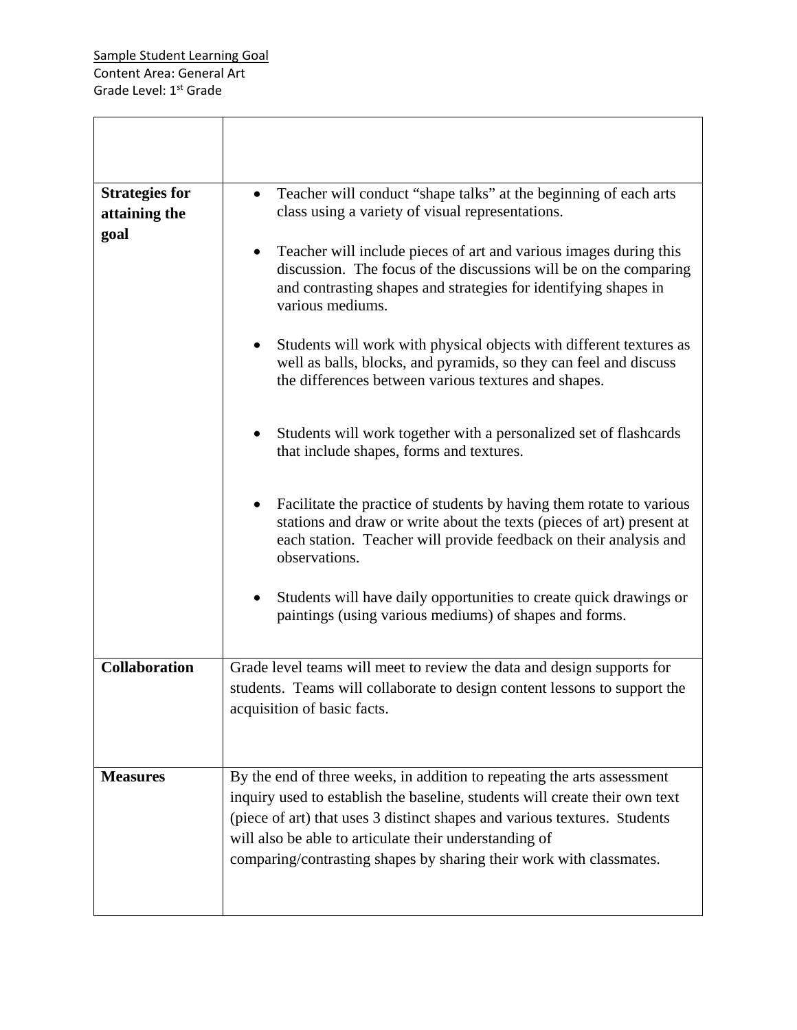Sample Student Learning Goal
Content Area: General Art
Grade Level: 1st Grade

| | |
|---|---|
| | |
| **Strategies for attaining the goal** | • Teacher will conduct "shape talks" at the beginning of each arts class using a variety of visual representations.<br><br>• Teacher will include pieces of art and various images during this discussion. The focus of the discussions will be on the comparing and contrasting shapes and strategies for identifying shapes in various mediums.<br><br>• Students will work with physical objects with different textures as well as balls, blocks, and pyramids, so they can feel and discuss the differences between various textures and shapes.<br><br>• Students will work together with a personalized set of flashcards that include shapes, forms and textures.<br><br>• Facilitate the practice of students by having them rotate to various stations and draw or write about the texts (pieces of art) present at each station. Teacher will provide feedback on their analysis and observations.<br><br>• Students will have daily opportunities to create quick drawings or paintings (using various mediums) of shapes and forms. |
| **Collaboration** | Grade level teams will meet to review the data and design supports for students. Teams will collaborate to design content lessons to support the acquisition of basic facts. |
| **Measures** | By the end of three weeks, in addition to repeating the arts assessment inquiry used to establish the baseline, students will create their own text (piece of art) that uses 3 distinct shapes and various textures. Students will also be able to articulate their understanding of comparing/contrasting shapes by sharing their work with classmates. |